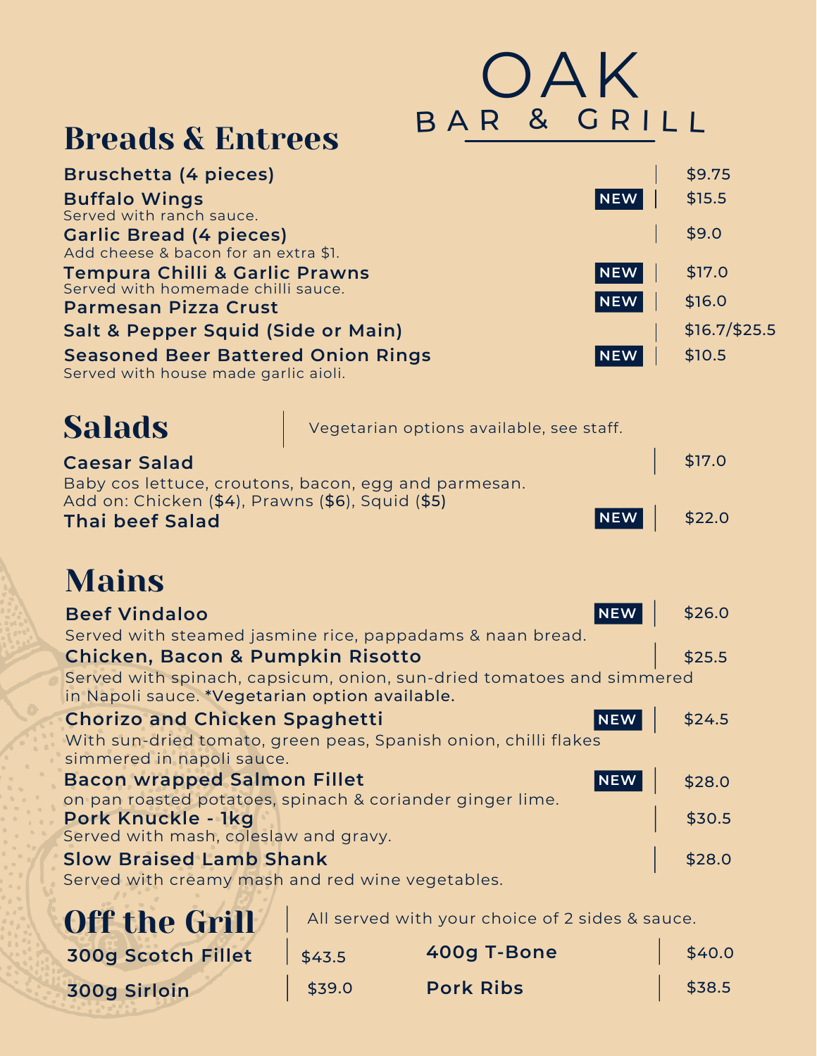# OAK
## BAR & GRILL

## Breads & Entrees

**Bruschetta (4 pieces)** | $9.75

**Buffalo Wings** NEW | $15.5
Served with ranch sauce.

**Garlic Bread (4 pieces)** | $9.0
Add cheese & bacon for an extra $1.

**Tempura Chilli & Garlic Prawns** NEW | $17.0
Served with homemade chilli sauce.

**Parmesan Pizza Crust** NEW | $16.0

**Salt & Pepper Squid (Side or Main)** | $16.7/$25.5

**Seasoned Beer Battered Onion Rings** NEW | $10.5
Served with house made garlic aioli.

## Salads

Vegetarian options available, see staff.

**Caesar Salad** | $17.0
Baby cos lettuce, croutons, bacon, egg and parmesan.
Add on: Chicken ($4), Prawns ($6), Squid ($5)

**Thai beef Salad** NEW | $22.0

## Mains

**Beef Vindaloo** NEW | $26.0
Served with steamed jasmine rice, pappadams & naan bread.

**Chicken, Bacon & Pumpkin Risotto** | $25.5
Served with spinach, capsicum, onion, sun-dried tomatoes and simmered in Napoli sauce. ***Vegetarian option available.**

**Chorizo and Chicken Spaghetti** NEW | $24.5
With sun-dried tomato, green peas, Spanish onion, chilli flakes simmered in napoli sauce.

**Bacon wrapped Salmon Fillet** NEW | $28.0
on pan roasted potatoes, spinach & coriander ginger lime.

**Pork Knuckle - 1kg** | $30.5
Served with mash, coleslaw and gravy.

**Slow Braised Lamb Shank** | $28.0
Served with creamy mash and red wine vegetables.

## Off the Grill

All served with your choice of 2 sides & sauce.

**300g Scotch Fillet** | $43.5

**300g Sirloin** | $39.0

**400g T-Bone** | $40.0

**Pork Ribs** | $38.5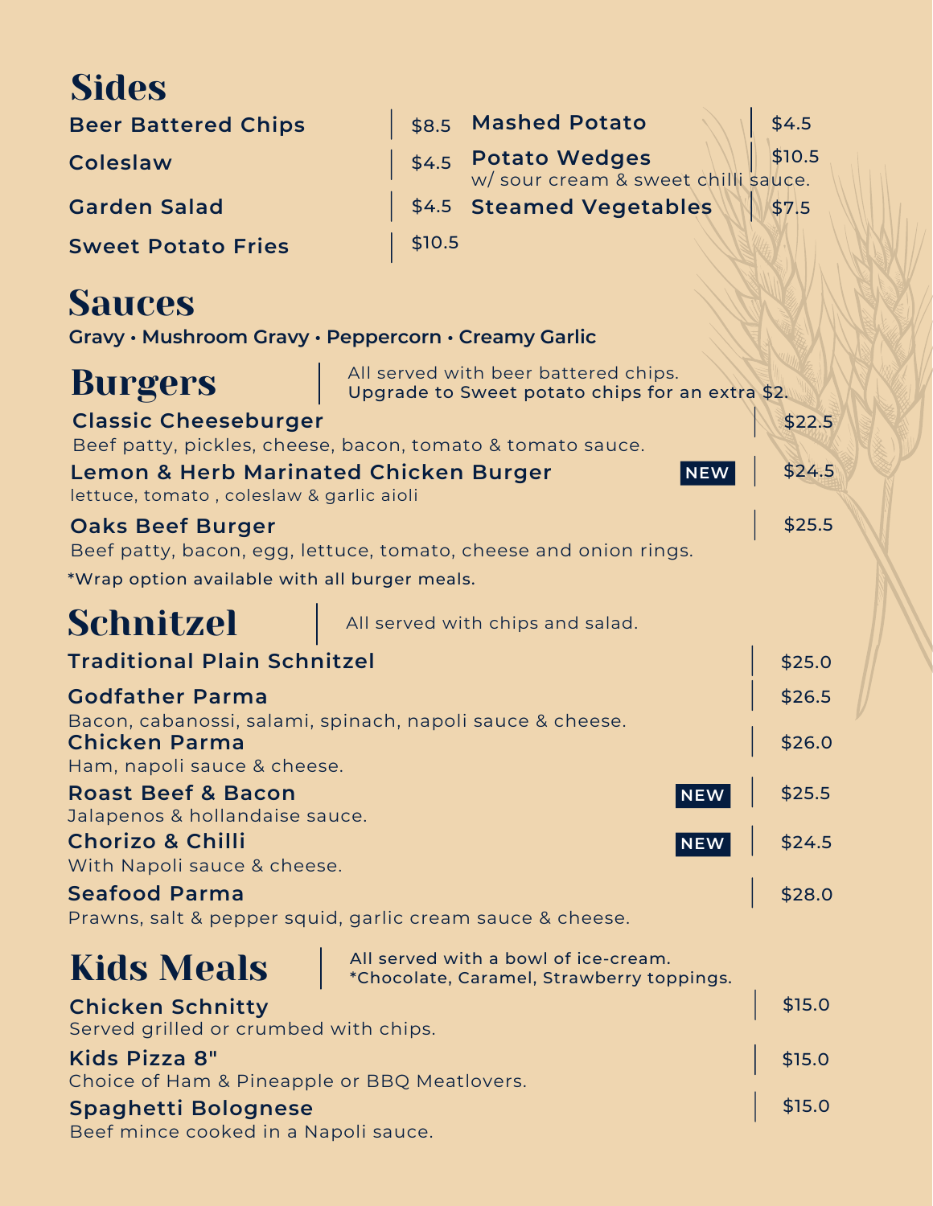# Sides

| Item | Price |
| --- | --- |
| **Beer Battered Chips** | $8.5 |
| **Coleslaw** | $4.5 |
| **Garden Salad** | $4.5 |
| **Sweet Potato Fries** | $10.5 |
| **Mashed Potato** | $4.5 |
| **Potato Wedges** w/ sour cream & sweet chilli sauce. | $10.5 |
| **Steamed Vegetables** | $7.5 |

# Sauces

**Gravy • Mushroom Gravy • Peppercorn • Creamy Garlic**

# Burgers

All served with beer battered chips.
Upgrade to Sweet potato chips for an extra $2.

**Classic Cheeseburger** — $22.5
Beef patty, pickles, cheese, bacon, tomato & tomato sauce.

**Lemon & Herb Marinated Chicken Burger** NEW — $24.5
lettuce, tomato , coleslaw & garlic aioli

**Oaks Beef Burger** — $25.5
Beef patty, bacon, egg, lettuce, tomato, cheese and onion rings.

*Wrap option available with all burger meals.

# Schnitzel

All served with chips and salad.

**Traditional Plain Schnitzel** — $25.0

**Godfather Parma** — $26.5
Bacon, cabanossi, salami, spinach, napoli sauce & cheese.

**Chicken Parma** — $26.0
Ham, napoli sauce & cheese.

**Roast Beef & Bacon** NEW — $25.5
Jalapenos & hollandaise sauce.

**Chorizo & Chilli** NEW — $24.5
With Napoli sauce & cheese.

**Seafood Parma** — $28.0
Prawns, salt & pepper squid, garlic cream sauce & cheese.

# Kids Meals

All served with a bowl of ice-cream.
*Chocolate, Caramel, Strawberry toppings.

**Chicken Schnitty** — $15.0
Served grilled or crumbed with chips.

**Kids Pizza 8"** — $15.0
Choice of Ham & Pineapple or BBQ Meatlovers.

**Spaghetti Bolognese** — $15.0
Beef mince cooked in a Napoli sauce.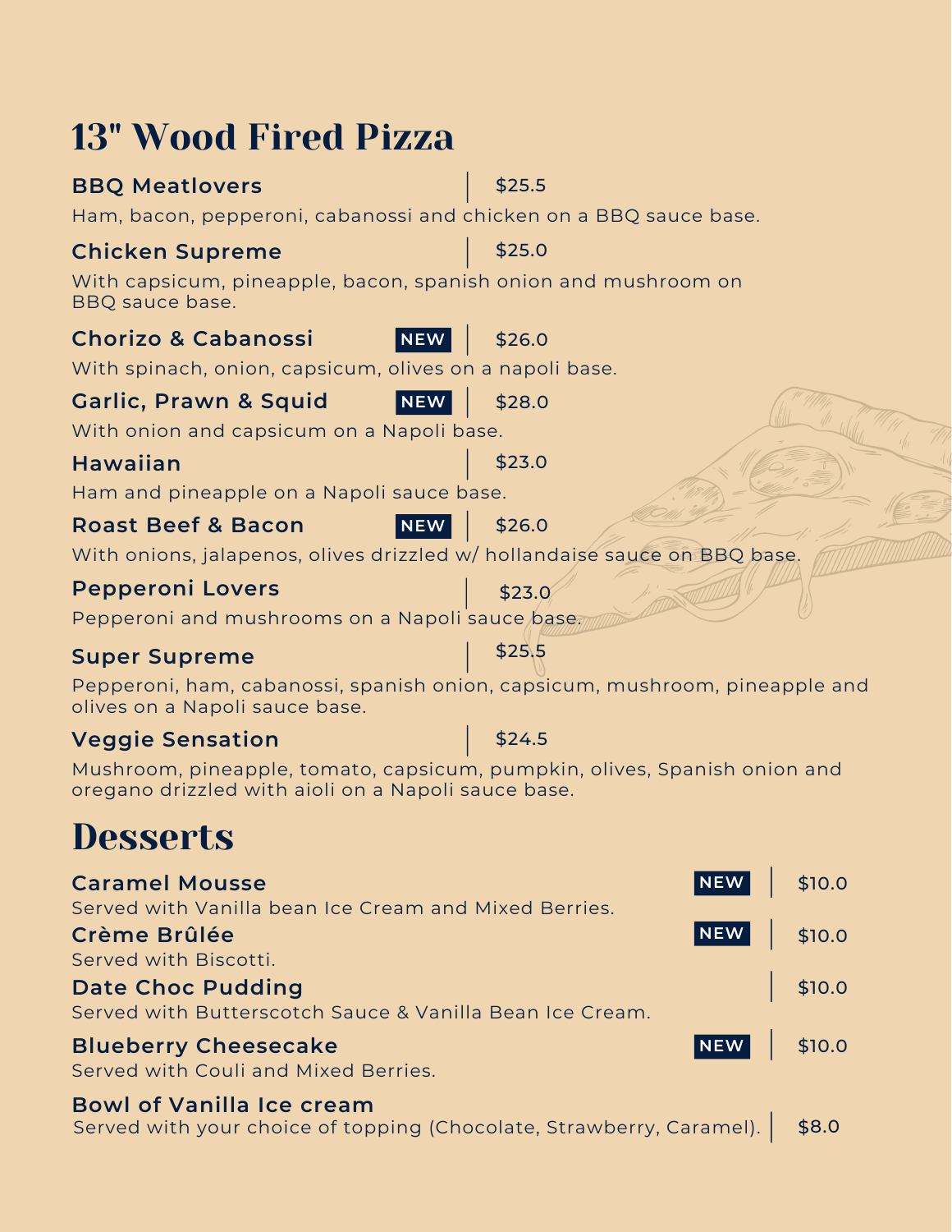# 13" Wood Fired Pizza

**BBQ Meatlovers** | $25.5

Ham, bacon, pepperoni, cabanossi and chicken on a BBQ sauce base.

**Chicken Supreme** | $25.0

With capsicum, pineapple, bacon, spanish onion and mushroom on BBQ sauce base.

**Chorizo & Cabanossi** NEW | $26.0

With spinach, onion, capsicum, olives on a napoli base.

**Garlic, Prawn & Squid** NEW | $28.0

With onion and capsicum on a Napoli base.

**Hawaiian** | $23.0

Ham and pineapple on a Napoli sauce base.

**Roast Beef & Bacon** NEW | $26.0

With onions, jalapenos, olives drizzled w/ hollandaise sauce on BBQ base.

**Pepperoni Lovers** | $23.0

Pepperoni and mushrooms on a Napoli sauce base.

**Super Supreme** | $25.5

Pepperoni, ham, cabanossi, spanish onion, capsicum, mushroom, pineapple and olives on a Napoli sauce base.

**Veggie Sensation** | $24.5

Mushroom, pineapple, tomato, capsicum, pumpkin, olives, Spanish onion and oregano drizzled with aioli on a Napoli sauce base.

# Desserts

**Caramel Mousse** NEW | $10.0

Served with Vanilla bean Ice Cream and Mixed Berries.

**Crème Brûlée** NEW | $10.0

Served with Biscotti.

**Date Choc Pudding** | $10.0

Served with Butterscotch Sauce & Vanilla Bean Ice Cream.

**Blueberry Cheesecake** NEW | $10.0

Served with Couli and Mixed Berries.

**Bowl of Vanilla Ice cream**

Served with your choice of topping (Chocolate, Strawberry, Caramel). | $8.0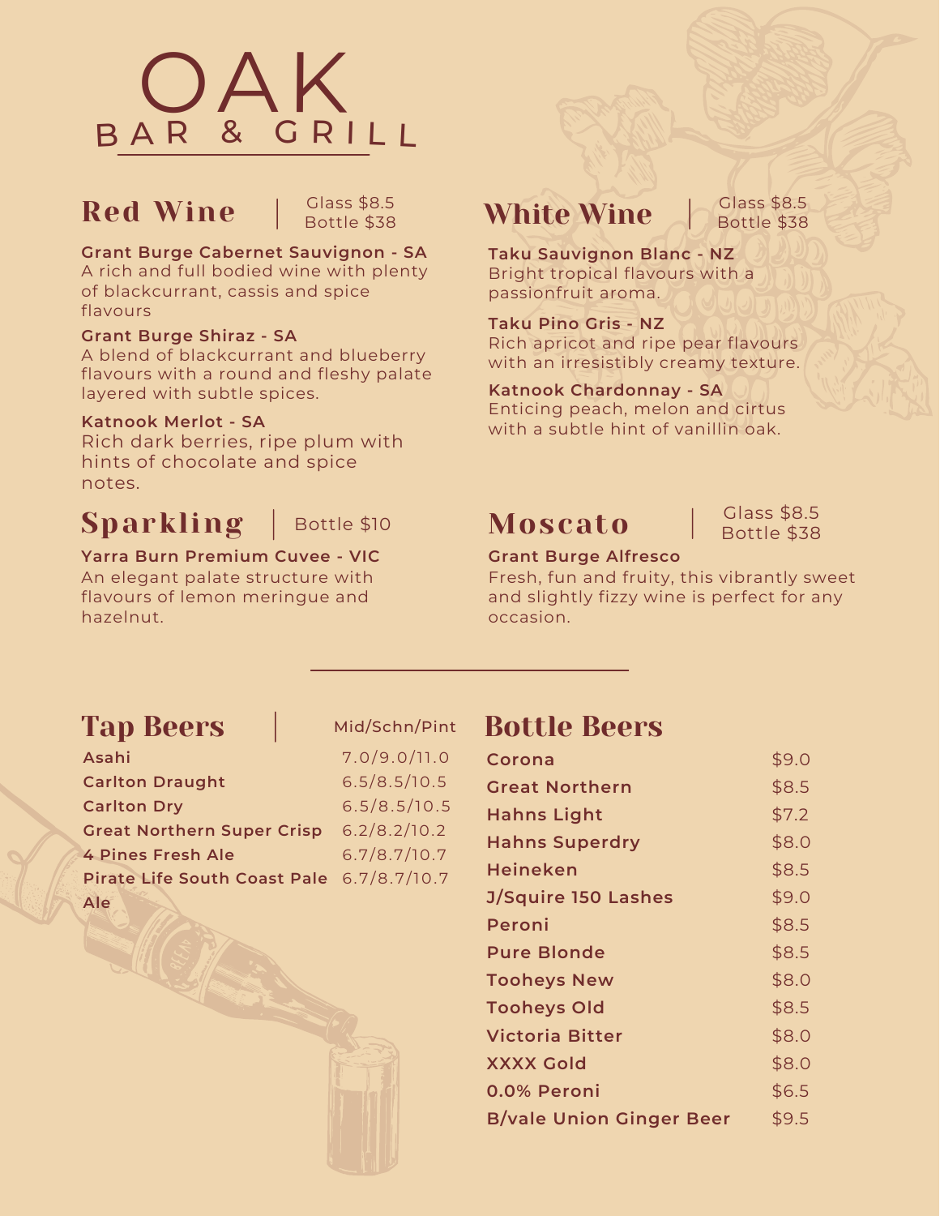# OAK
## BAR & GRILL

## Red Wine

Glass $8.5
Bottle $38

**Grant Burge Cabernet Sauvignon - SA**
A rich and full bodied wine with plenty of blackcurrant, cassis and spice flavours

**Grant Burge Shiraz - SA**
A blend of blackcurrant and blueberry flavours with a round and fleshy palate layered with subtle spices.

**Katnook Merlot - SA**
Rich dark berries, ripe plum with hints of chocolate and spice notes.

## Sparkling

Bottle $10

**Yarra Burn Premium Cuvee - VIC**
An elegant palate structure with flavours of lemon meringue and hazelnut.

## White Wine

Glass $8.5
Bottle $38

**Taku Sauvignon Blanc - NZ**
Bright tropical flavours with a passionfruit aroma.

**Taku Pino Gris - NZ**
Rich apricot and ripe pear flavours with an irresistibly creamy texture.

**Katnook Chardonnay - SA**
Enticing peach, melon and cirtus with a subtle hint of vanillin oak.

## Moscato

Glass $8.5
Bottle $38

**Grant Burge Alfresco**
Fresh, fun and fruity, this vibrantly sweet and slightly fizzy wine is perfect for any occasion.

## Tap Beers

| | Mid/Schn/Pint |
|---|---|
| **Asahi** | 7.0/9.0/11.0 |
| **Carlton Draught** | 6.5/8.5/10.5 |
| **Carlton Dry** | 6.5/8.5/10.5 |
| **Great Northern Super Crisp** | 6.2/8.2/10.2 |
| **4 Pines Fresh Ale** | 6.7/8.7/10.7 |
| **Pirate Life South Coast Pale Ale** | 6.7/8.7/10.7 |

## Bottle Beers

| | |
|---|---|
| **Corona** | $9.0 |
| **Great Northern** | $8.5 |
| **Hahns Light** | $7.2 |
| **Hahns Superdry** | $8.0 |
| **Heineken** | $8.5 |
| **J/Squire 150 Lashes** | $9.0 |
| **Peroni** | $8.5 |
| **Pure Blonde** | $8.5 |
| **Tooheys New** | $8.0 |
| **Tooheys Old** | $8.5 |
| **Victoria Bitter** | $8.0 |
| **XXXX Gold** | $8.0 |
| **0.0% Peroni** | $6.5 |
| **B/vale Union Ginger Beer** | $9.5 |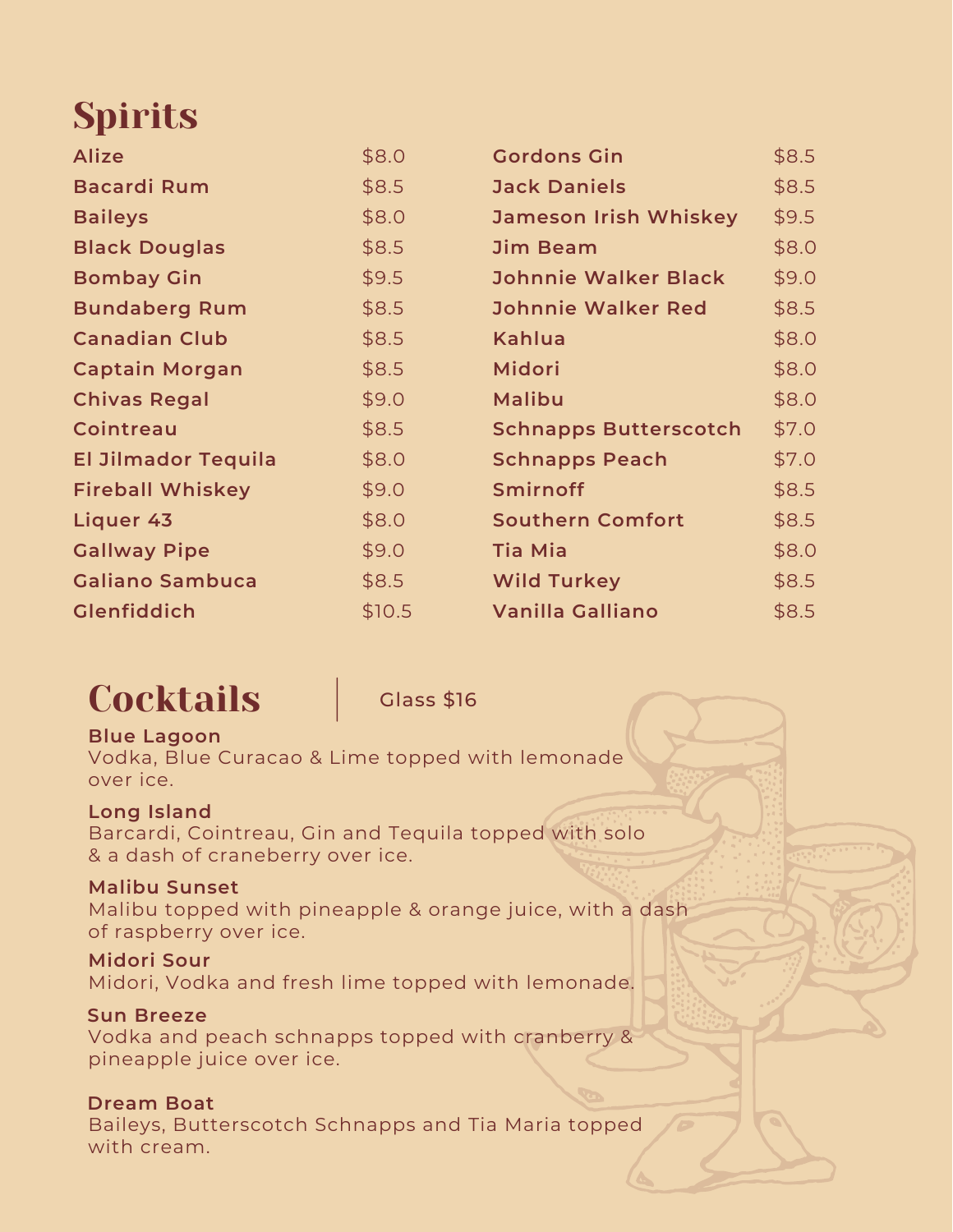# Spirits

| | |
|---|---|
| Alize | $8.0 |
| Bacardi Rum | $8.5 |
| Baileys | $8.0 |
| Black Douglas | $8.5 |
| Bombay Gin | $9.5 |
| Bundaberg Rum | $8.5 |
| Canadian Club | $8.5 |
| Captain Morgan | $8.5 |
| Chivas Regal | $9.0 |
| Cointreau | $8.5 |
| El Jilmador Tequila | $8.0 |
| Fireball Whiskey | $9.0 |
| Liquer 43 | $8.0 |
| Gallway Pipe | $9.0 |
| Galiano Sambuca | $8.5 |
| Glenfiddich | $10.5 |
| Gordons Gin | $8.5 |
| Jack Daniels | $8.5 |
| Jameson Irish Whiskey | $9.5 |
| Jim Beam | $8.0 |
| Johnnie Walker Black | $9.0 |
| Johnnie Walker Red | $8.5 |
| Kahlua | $8.0 |
| Midori | $8.0 |
| Malibu | $8.0 |
| Schnapps Butterscotch | $7.0 |
| Schnapps Peach | $7.0 |
| Smirnoff | $8.5 |
| Southern Comfort | $8.5 |
| Tia Mia | $8.0 |
| Wild Turkey | $8.5 |
| Vanilla Galliano | $8.5 |

# Cocktails

Glass $16

**Blue Lagoon**
Vodka, Blue Curacao & Lime topped with lemonade over ice.

**Long Island**
Barcardi, Cointreau, Gin and Tequila topped with solo & a dash of craneberry over ice.

**Malibu Sunset**
Malibu topped with pineapple & orange juice, with a dash of raspberry over ice.

**Midori Sour**
Midori, Vodka and fresh lime topped with lemonade.

**Sun Breeze**
Vodka and peach schnapps topped with cranberry & pineapple juice over ice.

**Dream Boat**
Baileys, Butterscotch Schnapps and Tia Maria topped with cream.